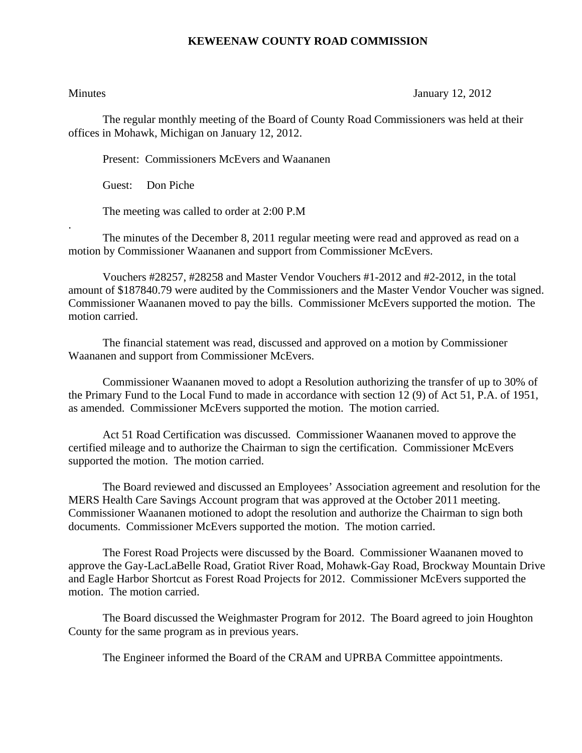# KEWEENAW COUNTY ROAD COMMISSION

Minutes January 12, 2012

The regular monthly meeting of the Board of County Road Commissioners was held at their offices in Mohawk, Michigan on January 12, 2012.

Present: Commissioners McEvers and Waananen

Guest: Don Piche

The meeting was called to order at 2:00 P.M

.

The minutes of the December 8, 2011 regular meeting were read and approved as read on a motion by Commissioner Waananen and support from Commissioner McEvers.

Vouchers #28257, #28258 and Master Vendor Vouchers #1-2012 and #2-2012, in the total amount of $187840.79 were audited by the Commissioners and the Master Vendor Voucher was signed. Commissioner Waananen moved to pay the bills. Commissioner McEvers supported the motion. The motion carried.

The financial statement was read, discussed and approved on a motion by Commissioner Waananen and support from Commissioner McEvers.

Commissioner Waananen moved to adopt a Resolution authorizing the transfer of up to 30% of the Primary Fund to the Local Fund to made in accordance with section 12 (9) of Act 51, P.A. of 1951, as amended. Commissioner McEvers supported the motion. The motion carried.

Act 51 Road Certification was discussed. Commissioner Waananen moved to approve the certified mileage and to authorize the Chairman to sign the certification. Commissioner McEvers supported the motion. The motion carried.

The Board reviewed and discussed an Employees' Association agreement and resolution for the MERS Health Care Savings Account program that was approved at the October 2011 meeting. Commissioner Waananen motioned to adopt the resolution and authorize the Chairman to sign both documents. Commissioner McEvers supported the motion. The motion carried.

The Forest Road Projects were discussed by the Board. Commissioner Waananen moved to approve the Gay-LacLaBelle Road, Gratiot River Road, Mohawk-Gay Road, Brockway Mountain Drive and Eagle Harbor Shortcut as Forest Road Projects for 2012. Commissioner McEvers supported the motion. The motion carried.

The Board discussed the Weighmaster Program for 2012. The Board agreed to join Houghton County for the same program as in previous years.

The Engineer informed the Board of the CRAM and UPRBA Committee appointments.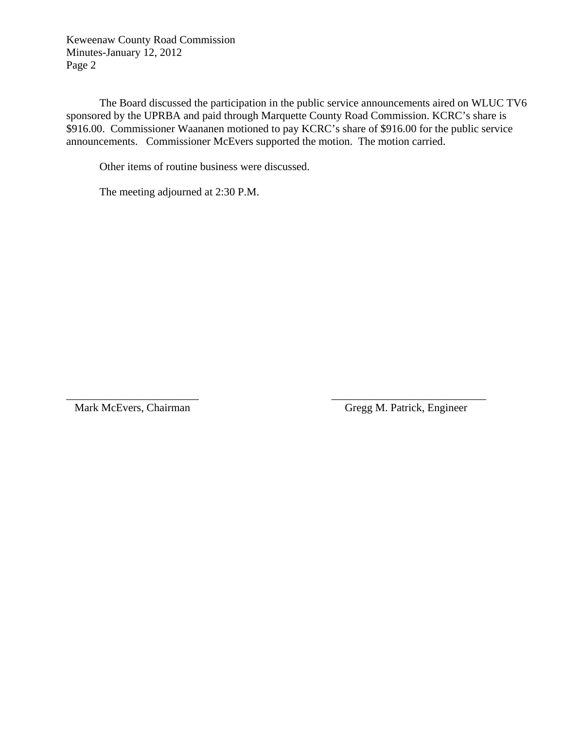The Board discussed the participation in the public service announcements aired on WLUC TV6 sponsored by the UPRBA and paid through Marquette County Road Commission. KCRC's share is $916.00. Commissioner Waananen motioned to pay KCRC's share of $916.00 for the public service announcements. Commissioner McEvers supported the motion. The motion carried.

Other items of routine business were discussed.

The meeting adjourned at 2:30 P.M.

________________________
Mark McEvers, Chairman

____________________________
Gregg M. Patrick, Engineer